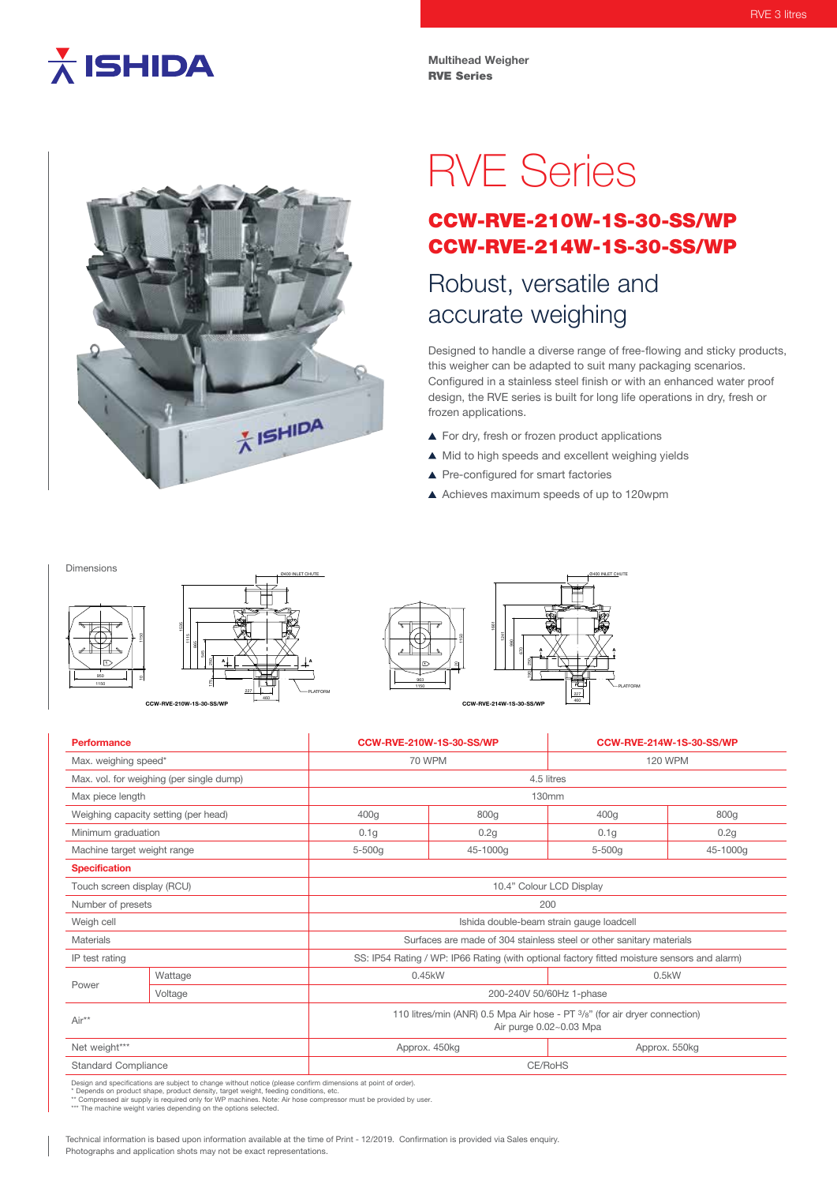RVE 3 litres

ISHIDA

**Multihead Weigher**
**RVE Series**

# RVE Series

## CCW-RVE-210W-1S-30-SS/WP
## CCW-RVE-214W-1S-30-SS/WP

### Robust, versatile and accurate weighing

Designed to handle a diverse range of free-flowing and sticky products, this weigher can be adapted to suit many packaging scenarios. Configured in a stainless steel finish or with an enhanced water proof design, the RVE series is built for long life operations in dry, fresh or frozen applications.

- For dry, fresh or frozen product applications
- Mid to high speeds and excellent weighing yields
- Pre-configured for smart factories
- Achieves maximum speeds of up to 120wpm

Dimensions

CCW-RVE-210W-1S-30-SS/WP

CCW-RVE-214W-1S-30-SS/WP

| Performance | | CCW-RVE-210W-1S-30-SS/WP | | CCW-RVE-214W-1S-30-SS/WP | |
|---|---|---|---|---|---|
| Max. weighing speed* | | 70 WPM | | 120 WPM | |
| Max. vol. for weighing (per single dump) | | 4.5 litres | | | |
| Max piece length | | 130mm | | | |
| Weighing capacity setting (per head) | | 400g | 800g | 400g | 800g |
| Minimum graduation | | 0.1g | 0.2g | 0.1g | 0.2g |
| Machine target weight range | | 5-500g | 45-1000g | 5-500g | 45-1000g |
| **Specification** | | | | | |
| Touch screen display (RCU) | | 10.4" Colour LCD Display | | | |
| Number of presets | | 200 | | | |
| Weigh cell | | Ishida double-beam strain gauge loadcell | | | |
| Materials | | Surfaces are made of 304 stainless steel or other sanitary materials | | | |
| IP test rating | | SS: IP54 Rating / WP: IP66 Rating (with optional factory fitted moisture sensors and alarm) | | | |
| Power | Wattage | 0.45kW | | 0.5kW | |
| | Voltage | 200-240V 50/60Hz 1-phase | | | |
| Air** | | 110 litres/min (ANR) 0.5 Mpa Air hose - PT 3/8" (for air dryer connection) Air purge 0.02~0.03 Mpa | | | |
| Net weight*** | | Approx. 450kg | | Approx. 550kg | |
| Standard Compliance | | CE/RoHS | | | |

Design and specifications are subject to change without notice (please confirm dimensions at point of order).
* Depends on product shape, product density, target weight, feeding conditions, etc.
** Compressed air supply is required only for WP machines. Note: Air hose compressor must be provided by user.
*** The machine weight varies depending on the options selected.

Technical information is based upon information available at the time of Print - 12/2019. Confirmation is provided via Sales enquiry.
Photographs and application shots may not be exact representations.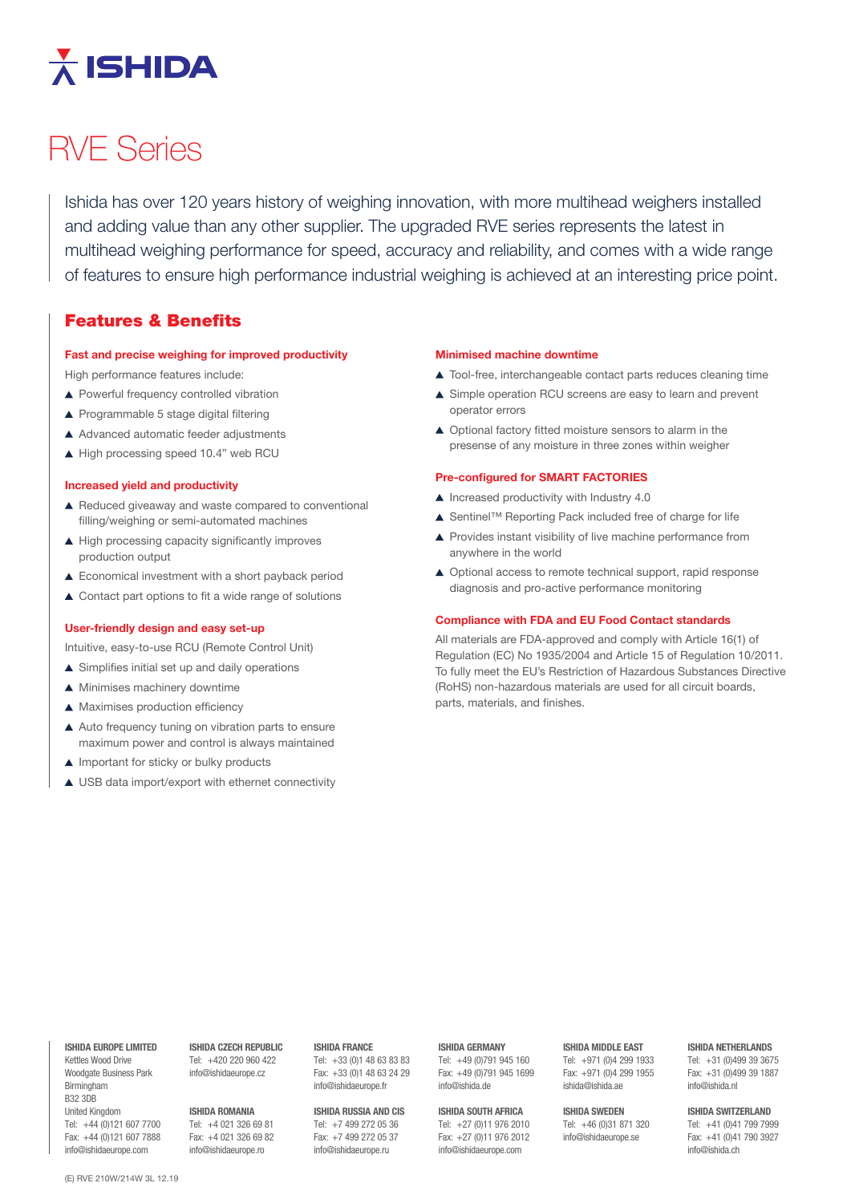ISHIDA

# RVE Series

Ishida has over 120 years history of weighing innovation, with more multihead weighers installed and adding value than any other supplier. The upgraded RVE series represents the latest in multihead weighing performance for speed, accuracy and reliability, and comes with a wide range of features to ensure high performance industrial weighing is achieved at an interesting price point.

## Features & Benefits

### Fast and precise weighing for improved productivity

High performance features include:

- Powerful frequency controlled vibration
- Programmable 5 stage digital filtering
- Advanced automatic feeder adjustments
- High processing speed 10.4" web RCU

### Increased yield and productivity

- Reduced giveaway and waste compared to conventional filling/weighing or semi-automated machines
- High processing capacity significantly improves production output
- Economical investment with a short payback period
- Contact part options to fit a wide range of solutions

### User-friendly design and easy set-up

Intuitive, easy-to-use RCU (Remote Control Unit)

- Simplifies initial set up and daily operations
- Minimises machinery downtime
- Maximises production efficiency
- Auto frequency tuning on vibration parts to ensure maximum power and control is always maintained
- Important for sticky or bulky products
- USB data import/export with ethernet connectivity

### Minimised machine downtime

- Tool-free, interchangeable contact parts reduces cleaning time
- Simple operation RCU screens are easy to learn and prevent operator errors
- Optional factory fitted moisture sensors to alarm in the presense of any moisture in three zones within weigher

### Pre-configured for SMART FACTORIES

- Increased productivity with Industry 4.0
- Sentinel™ Reporting Pack included free of charge for life
- Provides instant visibility of live machine performance from anywhere in the world
- Optional access to remote technical support, rapid response diagnosis and pro-active performance monitoring

### Compliance with FDA and EU Food Contact standards

All materials are FDA-approved and comply with Article 16(1) of Regulation (EC) No 1935/2004 and Article 15 of Regulation 10/2011. To fully meet the EU's Restriction of Hazardous Substances Directive (RoHS) non-hazardous materials are used for all circuit boards, parts, materials, and finishes.

**ISHIDA EUROPE LIMITED**
Kettles Wood Drive
Woodgate Business Park
Birmingham
B32 3DB
United Kingdom
Tel: +44 (0)121 607 7700
Fax: +44 (0)121 607 7888
info@ishidaeurope.com

**ISHIDA CZECH REPUBLIC**
Tel: +420 220 960 422
info@ishidaeurope.cz

**ISHIDA ROMANIA**
Tel: +4 021 326 69 81
Fax: +4 021 326 69 82
info@ishidaeurope.ro

**ISHIDA FRANCE**
Tel: +33 (0)1 48 63 83 83
Fax: +33 (0)1 48 63 24 29
info@ishidaeurope.fr

**ISHIDA RUSSIA AND CIS**
Tel: +7 499 272 05 36
Fax: +7 499 272 05 37
info@ishidaeurope.ru

**ISHIDA GERMANY**
Tel: +49 (0)791 945 160
Fax: +49 (0)791 945 1699
info@ishida.de

**ISHIDA SOUTH AFRICA**
Tel: +27 (0)11 976 2010
Fax: +27 (0)11 976 2012
info@ishidaeurope.com

**ISHIDA MIDDLE EAST**
Tel: +971 (0)4 299 1933
Fax: +971 (0)4 299 1955
ishida@ishida.ae

**ISHIDA SWEDEN**
Tel: +46 (0)31 871 320
info@ishidaeurope.se

**ISHIDA NETHERLANDS**
Tel: +31 (0)499 39 3675
Fax: +31 (0)499 39 1887
info@ishida.nl

**ISHIDA SWITZERLAND**
Tel: +41 (0)41 799 7999
Fax: +41 (0)41 790 3927
info@ishida.ch

(E) RVE 210W/214W 3L 12.19